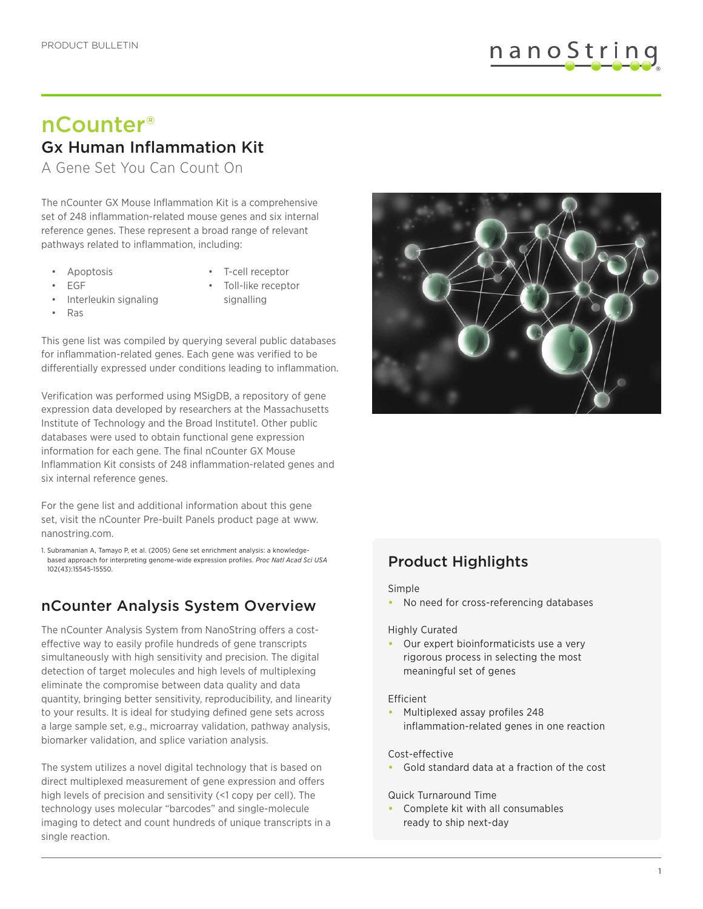PRODUCT BULLETIN

# nCounter®

## Gx Human Inflammation Kit

A Gene Set You Can Count On

The nCounter GX Mouse Inflammation Kit is a comprehensive set of 248 inflammation-related mouse genes and six internal reference genes. These represent a broad range of relevant pathways related to inflammation, including:

- Apoptosis
- EGF
- Interleukin signaling
- Ras
- T-cell receptor
- Toll-like receptor signalling

This gene list was compiled by querying several public databases for inflammation-related genes. Each gene was verified to be differentially expressed under conditions leading to inflammation.

Verification was performed using MSigDB, a repository of gene expression data developed by researchers at the Massachusetts Institute of Technology and the Broad Institute[1]. Other public databases were used to obtain functional gene expression information for each gene. The final nCounter GX Mouse Inflammation Kit consists of 248 inflammation-related genes and six internal reference genes.

For the gene list and additional information about this gene set, visit the nCounter Pre-built Panels product page at www.nanostring.com.

1. Subramanian A, Tamayo P, et al. (2005) Gene set enrichment analysis: a knowledge-based approach for interpreting genome-wide expression profiles. *Proc Natl Acad Sci USA* 102(43):15545-15550.

## nCounter Analysis System Overview

The nCounter Analysis System from NanoString offers a cost-effective way to easily profile hundreds of gene transcripts simultaneously with high sensitivity and precision. The digital detection of target molecules and high levels of multiplexing eliminate the compromise between data quality and data quantity, bringing better sensitivity, reproducibility, and linearity to your results. It is ideal for studying defined gene sets across a large sample set, e.g., microarray validation, pathway analysis, biomarker validation, and splice variation analysis.

The system utilizes a novel digital technology that is based on direct multiplexed measurement of gene expression and offers high levels of precision and sensitivity (<1 copy per cell). The technology uses molecular "barcodes" and single-molecule imaging to detect and count hundreds of unique transcripts in a single reaction.

## Product Highlights

Simple

- No need for cross-referencing databases

Highly Curated

- Our expert bioinformaticists use a very rigorous process in selecting the most meaningful set of genes

Efficient

- Multiplexed assay profiles 248 inflammation-related genes in one reaction

Cost-effective

- Gold standard data at a fraction of the cost

Quick Turnaround Time

- Complete kit with all consumables ready to ship next-day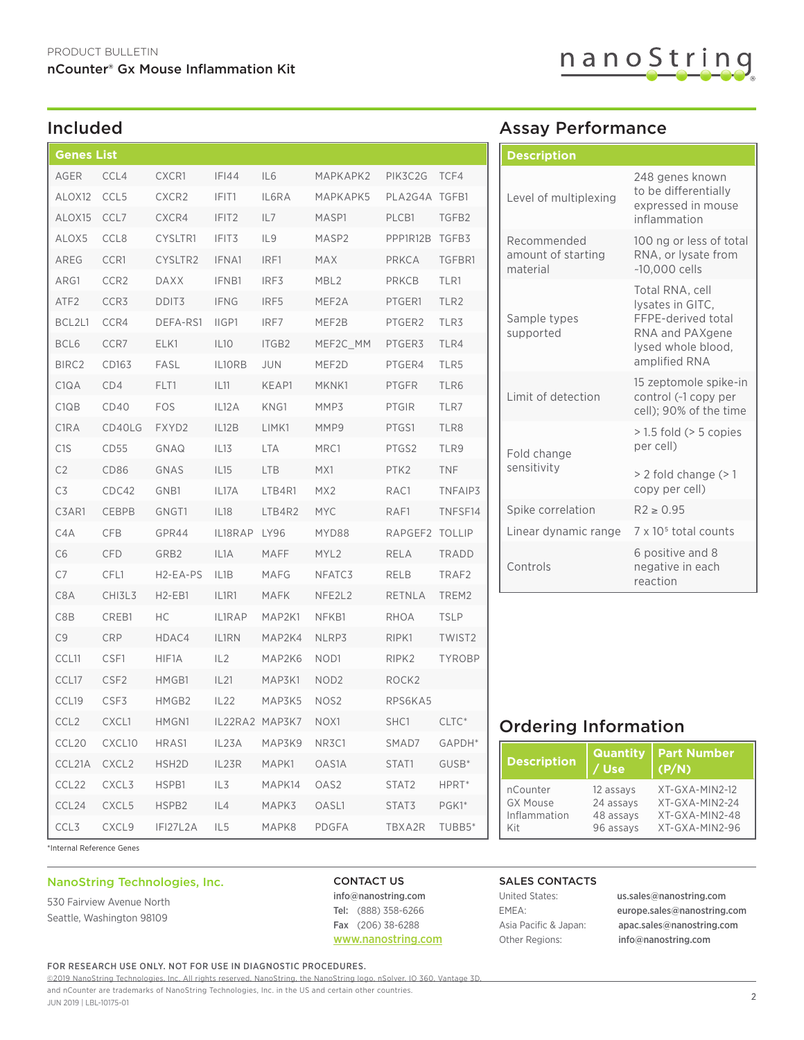## Included

| Genes List | | | | | | | |
|---|---|---|---|---|---|---|---|
| AGER | CCL4 | CXCR1 | IFI44 | IL6 | MAPKAPK2 | PIK3C2G | TCF4 |
| ALOX12 | CCL5 | CXCR2 | IFIT1 | IL6RA | MAPKAPK5 | PLA2G4A | TGFB1 |
| ALOX15 | CCL7 | CXCR4 | IFIT2 | IL7 | MASP1 | PLCB1 | TGFB2 |
| ALOX5 | CCL8 | CYSLTR1 | IFIT3 | IL9 | MASP2 | PPP1R12B | TGFB3 |
| AREG | CCR1 | CYSLTR2 | IFNA1 | IRF1 | MAX | PRKCA | TGFBR1 |
| ARG1 | CCR2 | DAXX | IFNB1 | IRF3 | MBL2 | PRKCB | TLR1 |
| ATF2 | CCR3 | DDIT3 | IFNG | IRF5 | MEF2A | PTGER1 | TLR2 |
| BCL2L1 | CCR4 | DEFA-RS1 | IIGP1 | IRF7 | MEF2B | PTGER2 | TLR3 |
| BCL6 | CCR7 | ELK1 | IL10 | ITGB2 | MEF2C_MM | PTGER3 | TLR4 |
| BIRC2 | CD163 | FASL | IL10RB | JUN | MEF2D | PTGER4 | TLR5 |
| C1QA | CD4 | FLT1 | IL11 | KEAP1 | MKNK1 | PTGFR | TLR6 |
| C1QB | CD40 | FOS | IL12A | KNG1 | MMP3 | PTGIR | TLR7 |
| C1RA | CD40LG | FXYD2 | IL12B | LIMK1 | MMP9 | PTGS1 | TLR8 |
| C1S | CD55 | GNAQ | IL13 | LTA | MRC1 | PTGS2 | TLR9 |
| C2 | CD86 | GNAS | IL15 | LTB | MX1 | PTK2 | TNF |
| C3 | CDC42 | GNB1 | IL17A | LTB4R1 | MX2 | RAC1 | TNFAIP3 |
| C3AR1 | CEBPB | GNGT1 | IL18 | LTB4R2 | MYC | RAF1 | TNFSF14 |
| C4A | CFB | GPR44 | IL18RAP | LY96 | MYD88 | RAPGEF2 | TOLLIP |
| C6 | CFD | GRB2 | IL1A | MAFF | MYL2 | RELA | TRADD |
| C7 | CFL1 | H2-EA-PS | IL1B | MAFG | NFATC3 | RELB | TRAF2 |
| C8A | CHI3L3 | H2-EB1 | IL1R1 | MAFK | NFE2L2 | RETNLA | TREM2 |
| C8B | CREB1 | HC | IL1RAP | MAP2K1 | NFKB1 | RHOA | TSLP |
| C9 | CRP | HDAC4 | IL1RN | MAP2K4 | NLRP3 | RIPK1 | TWIST2 |
| CCL11 | CSF1 | HIF1A | IL2 | MAP2K6 | NOD1 | RIPK2 | TYROBP |
| CCL17 | CSF2 | HMGB1 | IL21 | MAP3K1 | NOD2 | ROCK2 | |
| CCL19 | CSF3 | HMGB2 | IL22 | MAP3K5 | NOS2 | RPS6KA5 | |
| CCL2 | CXCL1 | HMGN1 | IL22RA2 | MAP3K7 | NOX1 | SHC1 | CLTC* |
| CCL20 | CXCL10 | HRAS1 | IL23A | MAP3K9 | NR3C1 | SMAD7 | GAPDH* |
| CCL21A | CXCL2 | HSH2D | IL23R | MAPK1 | OAS1A | STAT1 | GUSB* |
| CCL22 | CXCL3 | HSPB1 | IL3 | MAPK14 | OAS2 | STAT2 | HPRT* |
| CCL24 | CXCL5 | HSPB2 | IL4 | MAPK3 | OASL1 | STAT3 | PGK1* |
| CCL3 | CXCL9 | IFI27L2A | IL5 | MAPK8 | PDGFA | TBXA2R | TUBB5* |

*Internal Reference Genes

## Assay Performance

| Description | |
|---|---|
| Level of multiplexing | 248 genes known to be differentially expressed in mouse inflammation |
| Recommended amount of starting material | 100 ng or less of total RNA, or lysate from ~10,000 cells |
| Sample types supported | Total RNA, cell lysates in GITC, FFPE-derived total RNA and PAXgene lysed whole blood, amplified RNA |
| Limit of detection | 15 zeptomole spike-in control (~1 copy per cell); 90% of the time |
| Fold change sensitivity | > 1.5 fold (> 5 copies per cell)<br>> 2 fold change (> 1 copy per cell) |
| Spike correlation | $R2 \geq 0.95$ |
| Linear dynamic range | $7 \times 10^5$ total counts |
| Controls | 6 positive and 8 negative in each reaction |

## Ordering Information

| Description | Quantity / Use | Part Number (P/N) |
|---|---|---|
| nCounter GX Mouse Inflammation Kit | 12 assays<br>24 assays<br>48 assays<br>96 assays | XT-GXA-MIN2-12<br>XT-GXA-MIN2-24<br>XT-GXA-MIN2-48<br>XT-GXA-MIN2-96 |

**NanoString Technologies, Inc.**

530 Fairview Avenue North
Seattle, Washington 98109

**CONTACT US**

**info@nanostring.com**
**Tel:** (888) 358-6266
**Fax** (206) 38-6288
www.nanostring.com

**SALES CONTACTS**

United States: **us.sales@nanostring.com**
EMEA: **europe.sales@nanostring.com**
Asia Pacific & Japan: **apac.sales@nanostring.com**
Other Regions: **info@nanostring.com**

**FOR RESEARCH USE ONLY. NOT FOR USE IN DIAGNOSTIC PROCEDURES.**

©2019 NanoString Technologies, Inc. All rights reserved. NanoString, the NanoString logo, nSolver, IO 360, Vantage 3D, and nCounter are trademarks of NanoString Technologies, Inc. in the US and certain other countries.

JUN 2019 | LBL-10175-01